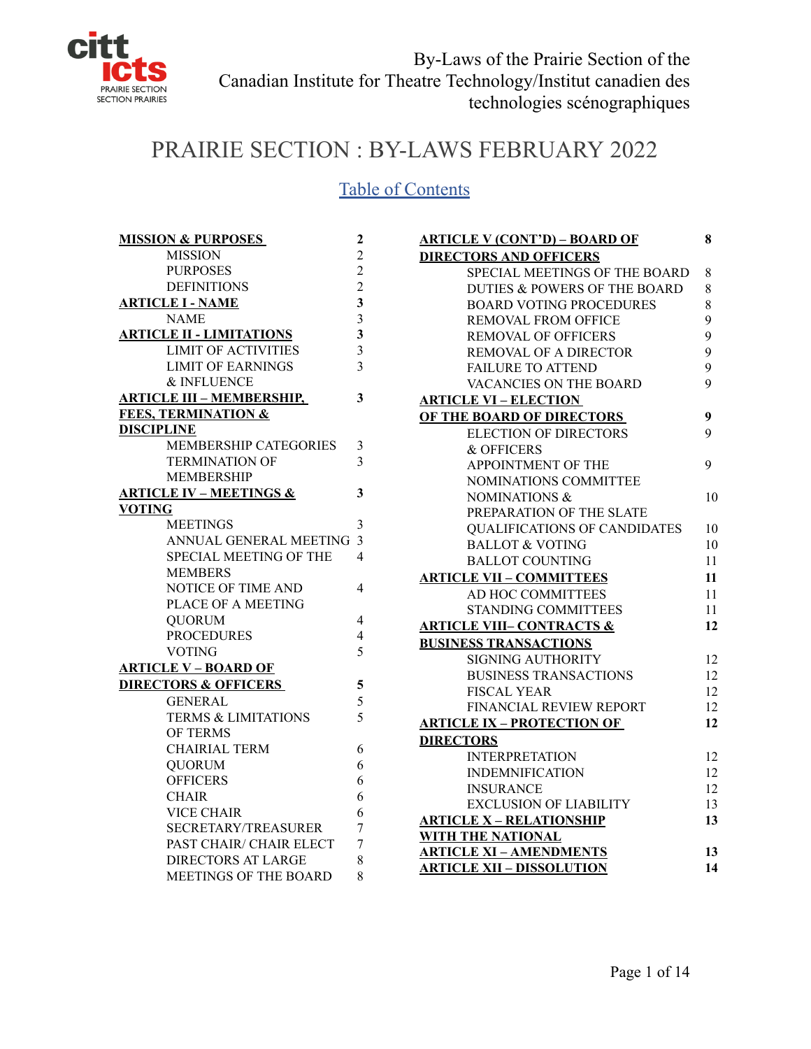By-Laws of the Prairie Section of the Canadian Institute for Theatre Technology/Institut canadien des technologies scénographiques

# PRAIRIE SECTION : BY-LAWS FEBRUARY 2022

## Table of Contents

| | |
|---|---|
| **MISSION & PURPOSES** | **2** |
| MISSION | 2 |
| PURPOSES | 2 |
| DEFINITIONS | 2 |
| **ARTICLE I - NAME** | **3** |
| NAME | 3 |
| **ARTICLE II - LIMITATIONS** | **3** |
| LIMIT OF ACTIVITIES | 3 |
| LIMIT OF EARNINGS & INFLUENCE | 3 |
| **ARTICLE III – MEMBERSHIP, FEES, TERMINATION & DISCIPLINE** | **3** |
| MEMBERSHIP CATEGORIES | 3 |
| TERMINATION OF MEMBERSHIP | 3 |
| **ARTICLE IV – MEETINGS & VOTING** | **3** |
| MEETINGS | 3 |
| ANNUAL GENERAL MEETING | 3 |
| SPECIAL MEETING OF THE MEMBERS | 4 |
| NOTICE OF TIME AND PLACE OF A MEETING | 4 |
| QUORUM | 4 |
| PROCEDURES | 4 |
| VOTING | 5 |
| **ARTICLE V – BOARD OF DIRECTORS & OFFICERS** | **5** |
| GENERAL | 5 |
| TERMS & LIMITATIONS OF TERMS | 5 |
| CHAIRIAL TERM | 6 |
| QUORUM | 6 |
| OFFICERS | 6 |
| CHAIR | 6 |
| VICE CHAIR | 6 |
| SECRETARY/TREASURER | 7 |
| PAST CHAIR/ CHAIR ELECT | 7 |
| DIRECTORS AT LARGE | 8 |
| MEETINGS OF THE BOARD | 8 |
| **ARTICLE V (CONT'D) – BOARD OF DIRECTORS AND OFFICERS** | **8** |
| SPECIAL MEETINGS OF THE BOARD | 8 |
| DUTIES & POWERS OF THE BOARD | 8 |
| BOARD VOTING PROCEDURES | 8 |
| REMOVAL FROM OFFICE | 9 |
| REMOVAL OF OFFICERS | 9 |
| REMOVAL OF A DIRECTOR | 9 |
| FAILURE TO ATTEND | 9 |
| VACANCIES ON THE BOARD | 9 |
| **ARTICLE VI – ELECTION OF THE BOARD OF DIRECTORS** | **9** |
| ELECTION OF DIRECTORS & OFFICERS | 9 |
| APPOINTMENT OF THE NOMINATIONS COMMITTEE | 9 |
| NOMINATIONS & PREPARATION OF THE SLATE | 10 |
| QUALIFICATIONS OF CANDIDATES | 10 |
| BALLOT & VOTING | 10 |
| BALLOT COUNTING | 11 |
| **ARTICLE VII – COMMITTEES** | **11** |
| AD HOC COMMITTEES | 11 |
| STANDING COMMITTEES | 11 |
| **ARTICLE VIII– CONTRACTS & BUSINESS TRANSACTIONS** | **12** |
| SIGNING AUTHORITY | 12 |
| BUSINESS TRANSACTIONS | 12 |
| FISCAL YEAR | 12 |
| FINANCIAL REVIEW REPORT | 12 |
| **ARTICLE IX – PROTECTION OF DIRECTORS** | **12** |
| INTERPRETATION | 12 |
| INDEMNIFICATION | 12 |
| INSURANCE | 12 |
| EXCLUSION OF LIABILITY | 13 |
| **ARTICLE X – RELATIONSHIP WITH THE NATIONAL** | **13** |
| **ARTICLE XI – AMENDMENTS** | **13** |
| **ARTICLE XII – DISSOLUTION** | **14** |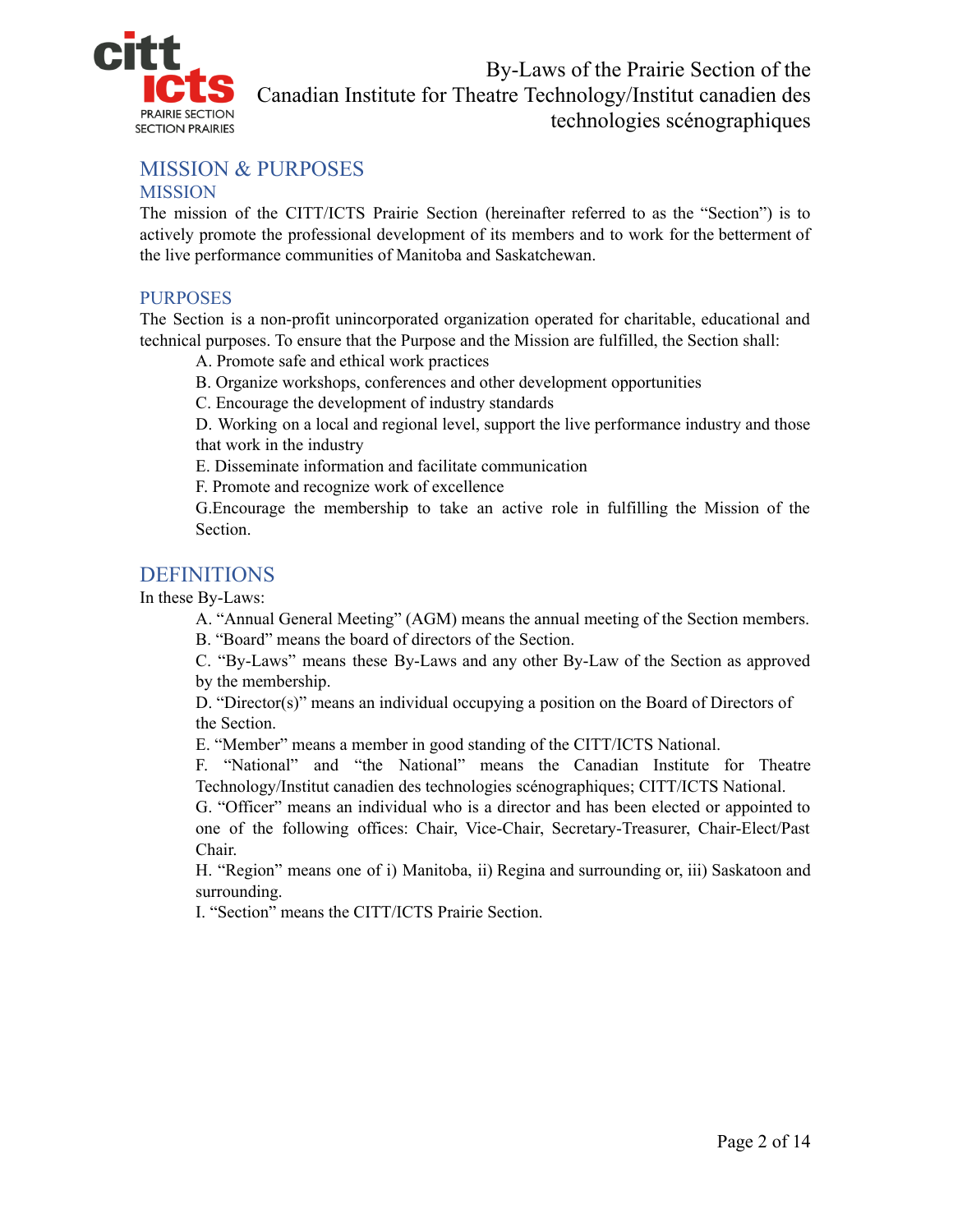# MISSION & PURPOSES

## MISSION

The mission of the CITT/ICTS Prairie Section (hereinafter referred to as the "Section") is to actively promote the professional development of its members and to work for the betterment of the live performance communities of Manitoba and Saskatchewan.

## PURPOSES

The Section is a non-profit unincorporated organization operated for charitable, educational and technical purposes. To ensure that the Purpose and the Mission are fulfilled, the Section shall:

A. Promote safe and ethical work practices

B. Organize workshops, conferences and other development opportunities

C. Encourage the development of industry standards

D. Working on a local and regional level, support the live performance industry and those that work in the industry

E. Disseminate information and facilitate communication

F. Promote and recognize work of excellence

G.Encourage the membership to take an active role in fulfilling the Mission of the Section.

# DEFINITIONS

In these By-Laws:

A. "Annual General Meeting" (AGM) means the annual meeting of the Section members.

B. "Board" means the board of directors of the Section.

C. "By-Laws" means these By-Laws and any other By-Law of the Section as approved by the membership.

D. "Director(s)" means an individual occupying a position on the Board of Directors of the Section.

E. "Member" means a member in good standing of the CITT/ICTS National.

F. "National" and "the National" means the Canadian Institute for Theatre Technology/Institut canadien des technologies scénographiques; CITT/ICTS National.

G. "Officer" means an individual who is a director and has been elected or appointed to one of the following offices: Chair, Vice-Chair, Secretary-Treasurer, Chair-Elect/Past Chair.

H. "Region" means one of i) Manitoba, ii) Regina and surrounding or, iii) Saskatoon and surrounding.

I. "Section" means the CITT/ICTS Prairie Section.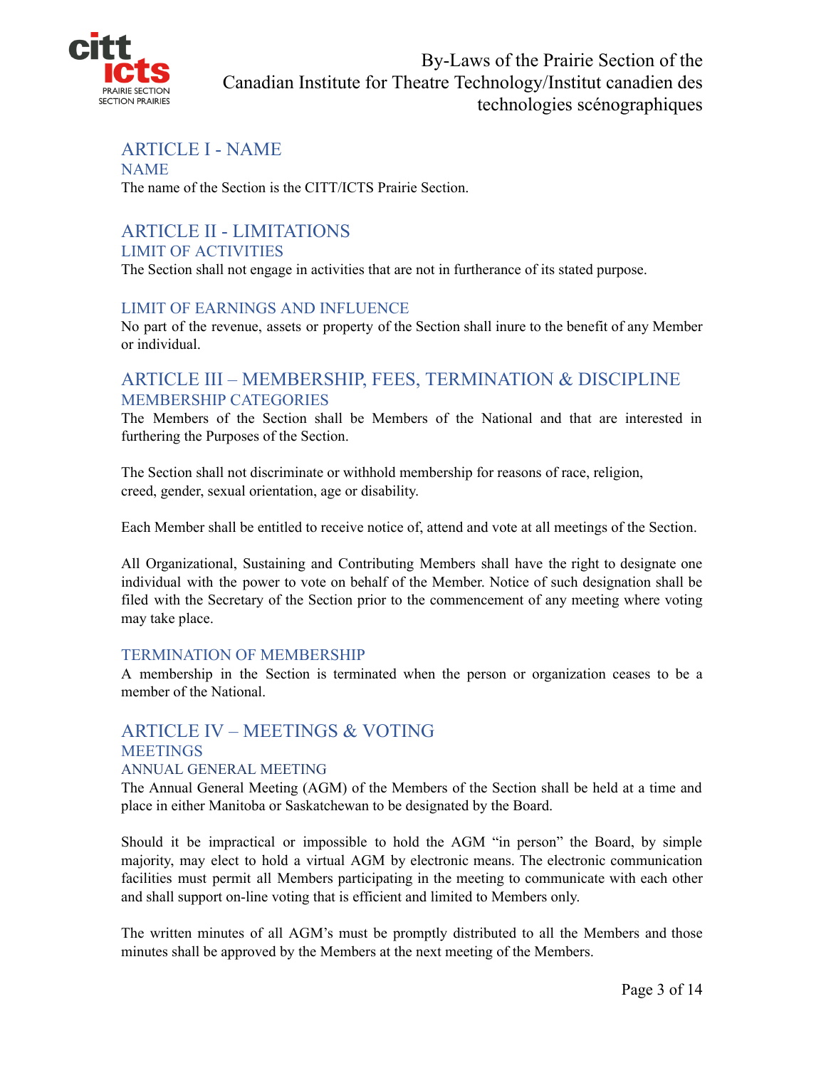## ARTICLE I - NAME

### NAME

The name of the Section is the CITT/ICTS Prairie Section.

## ARTICLE II - LIMITATIONS

### LIMIT OF ACTIVITIES

The Section shall not engage in activities that are not in furtherance of its stated purpose.

### LIMIT OF EARNINGS AND INFLUENCE

No part of the revenue, assets or property of the Section shall inure to the benefit of any Member or individual.

## ARTICLE III – MEMBERSHIP, FEES, TERMINATION & DISCIPLINE

### MEMBERSHIP CATEGORIES

The Members of the Section shall be Members of the National and that are interested in furthering the Purposes of the Section.

The Section shall not discriminate or withhold membership for reasons of race, religion, creed, gender, sexual orientation, age or disability.

Each Member shall be entitled to receive notice of, attend and vote at all meetings of the Section.

All Organizational, Sustaining and Contributing Members shall have the right to designate one individual with the power to vote on behalf of the Member. Notice of such designation shall be filed with the Secretary of the Section prior to the commencement of any meeting where voting may take place.

### TERMINATION OF MEMBERSHIP

A membership in the Section is terminated when the person or organization ceases to be a member of the National.

## ARTICLE IV – MEETINGS & VOTING

### MEETINGS

#### ANNUAL GENERAL MEETING

The Annual General Meeting (AGM) of the Members of the Section shall be held at a time and place in either Manitoba or Saskatchewan to be designated by the Board.

Should it be impractical or impossible to hold the AGM "in person" the Board, by simple majority, may elect to hold a virtual AGM by electronic means. The electronic communication facilities must permit all Members participating in the meeting to communicate with each other and shall support on-line voting that is efficient and limited to Members only.

The written minutes of all AGM's must be promptly distributed to all the Members and those minutes shall be approved by the Members at the next meeting of the Members.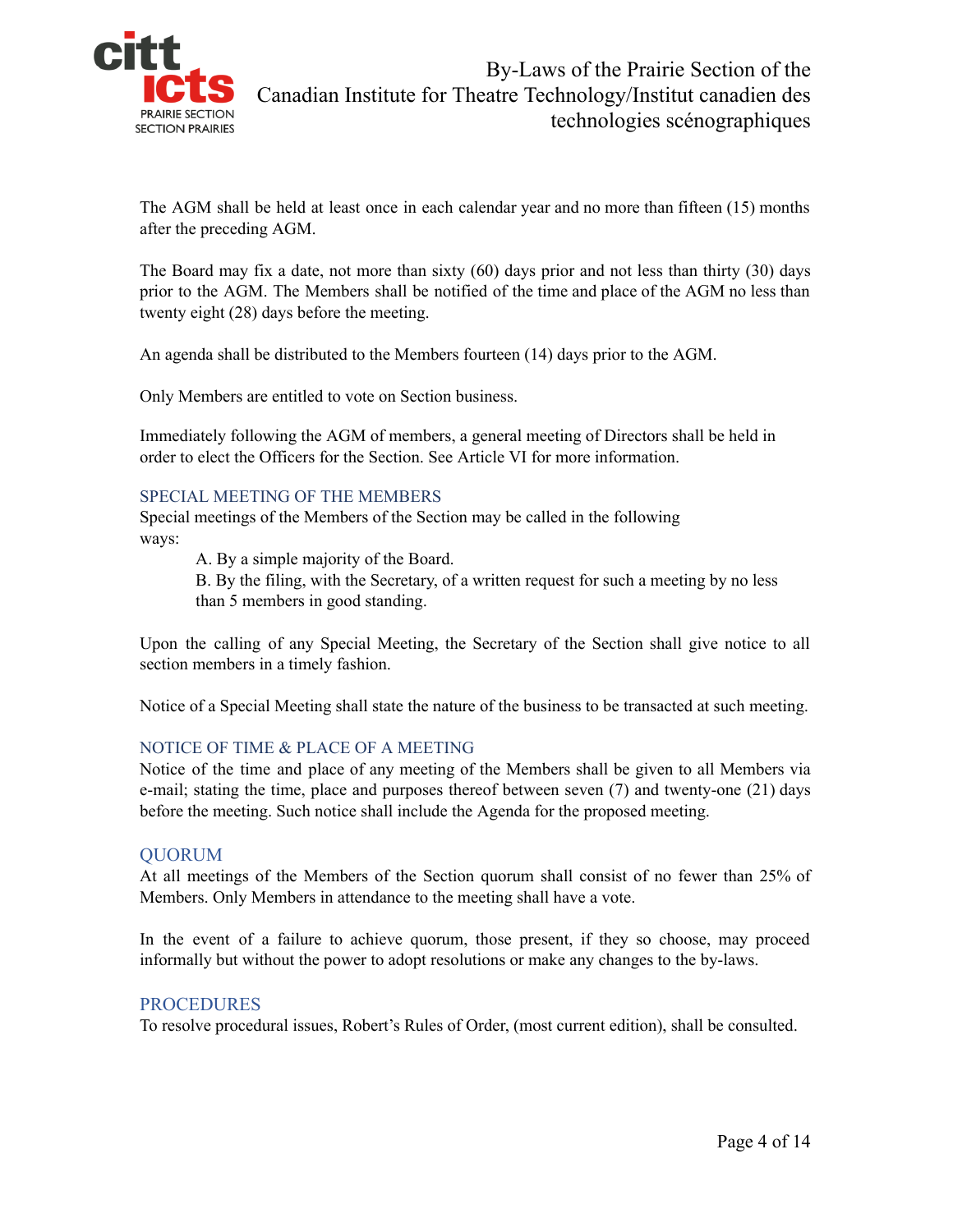The AGM shall be held at least once in each calendar year and no more than fifteen (15) months after the preceding AGM.

The Board may fix a date, not more than sixty (60) days prior and not less than thirty (30) days prior to the AGM. The Members shall be notified of the time and place of the AGM no less than twenty eight (28) days before the meeting.

An agenda shall be distributed to the Members fourteen (14) days prior to the AGM.

Only Members are entitled to vote on Section business.

Immediately following the AGM of members, a general meeting of Directors shall be held in order to elect the Officers for the Section. See Article VI for more information.

### SPECIAL MEETING OF THE MEMBERS

Special meetings of the Members of the Section may be called in the following ways:

A. By a simple majority of the Board.

B. By the filing, with the Secretary, of a written request for such a meeting by no less than 5 members in good standing.

Upon the calling of any Special Meeting, the Secretary of the Section shall give notice to all section members in a timely fashion.

Notice of a Special Meeting shall state the nature of the business to be transacted at such meeting.

### NOTICE OF TIME & PLACE OF A MEETING

Notice of the time and place of any meeting of the Members shall be given to all Members via e-mail; stating the time, place and purposes thereof between seven (7) and twenty-one (21) days before the meeting. Such notice shall include the Agenda for the proposed meeting.

### QUORUM

At all meetings of the Members of the Section quorum shall consist of no fewer than 25% of Members. Only Members in attendance to the meeting shall have a vote.

In the event of a failure to achieve quorum, those present, if they so choose, may proceed informally but without the power to adopt resolutions or make any changes to the by-laws.

### PROCEDURES

To resolve procedural issues, Robert's Rules of Order, (most current edition), shall be consulted.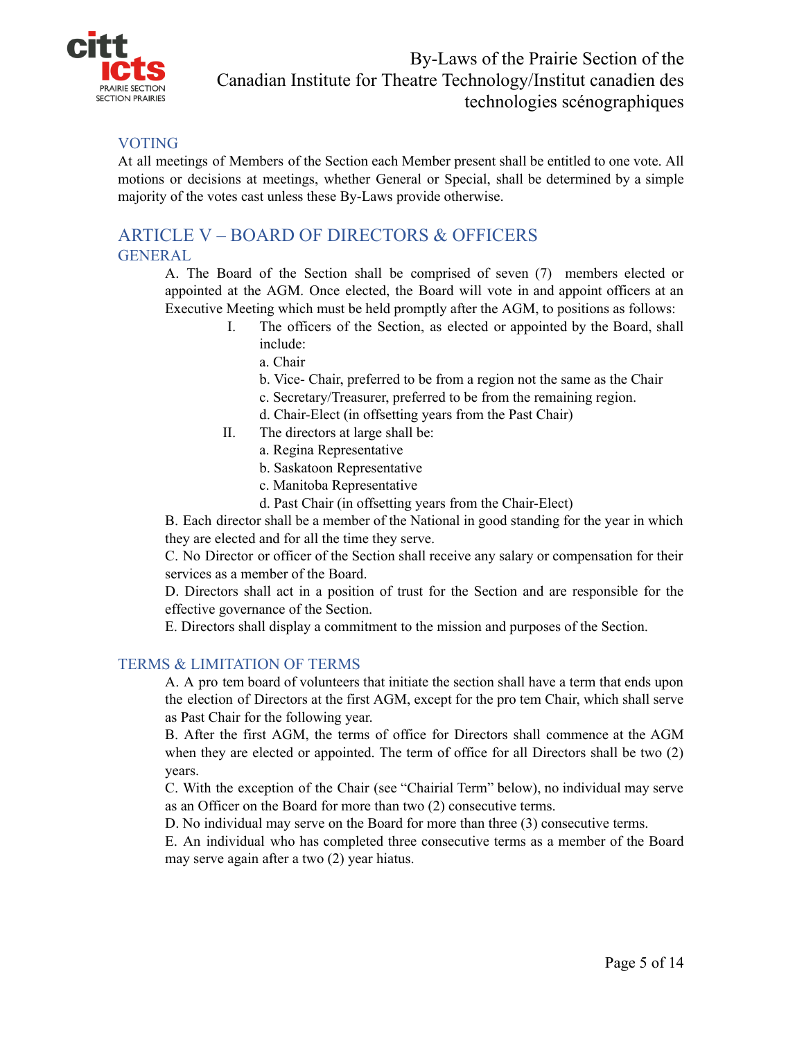## VOTING

At all meetings of Members of the Section each Member present shall be entitled to one vote. All motions or decisions at meetings, whether General or Special, shall be determined by a simple majority of the votes cast unless these By-Laws provide otherwise.

# ARTICLE V – BOARD OF DIRECTORS & OFFICERS

## GENERAL

A. The Board of the Section shall be comprised of seven (7) members elected or appointed at the AGM. Once elected, the Board will vote in and appoint officers at an Executive Meeting which must be held promptly after the AGM, to positions as follows:

I. The officers of the Section, as elected or appointed by the Board, shall include:

a. Chair
b. Vice- Chair, preferred to be from a region not the same as the Chair
c. Secretary/Treasurer, preferred to be from the remaining region.
d. Chair-Elect (in offsetting years from the Past Chair)

II. The directors at large shall be:

a. Regina Representative
b. Saskatoon Representative
c. Manitoba Representative
d. Past Chair (in offsetting years from the Chair-Elect)

B. Each director shall be a member of the National in good standing for the year in which they are elected and for all the time they serve.

C. No Director or officer of the Section shall receive any salary or compensation for their services as a member of the Board.

D. Directors shall act in a position of trust for the Section and are responsible for the effective governance of the Section.

E. Directors shall display a commitment to the mission and purposes of the Section.

## TERMS & LIMITATION OF TERMS

A. A pro tem board of volunteers that initiate the section shall have a term that ends upon the election of Directors at the first AGM, except for the pro tem Chair, which shall serve as Past Chair for the following year.

B. After the first AGM, the terms of office for Directors shall commence at the AGM when they are elected or appointed. The term of office for all Directors shall be two (2) years.

C. With the exception of the Chair (see "Chairial Term" below), no individual may serve as an Officer on the Board for more than two (2) consecutive terms.

D. No individual may serve on the Board for more than three (3) consecutive terms.

E. An individual who has completed three consecutive terms as a member of the Board may serve again after a two (2) year hiatus.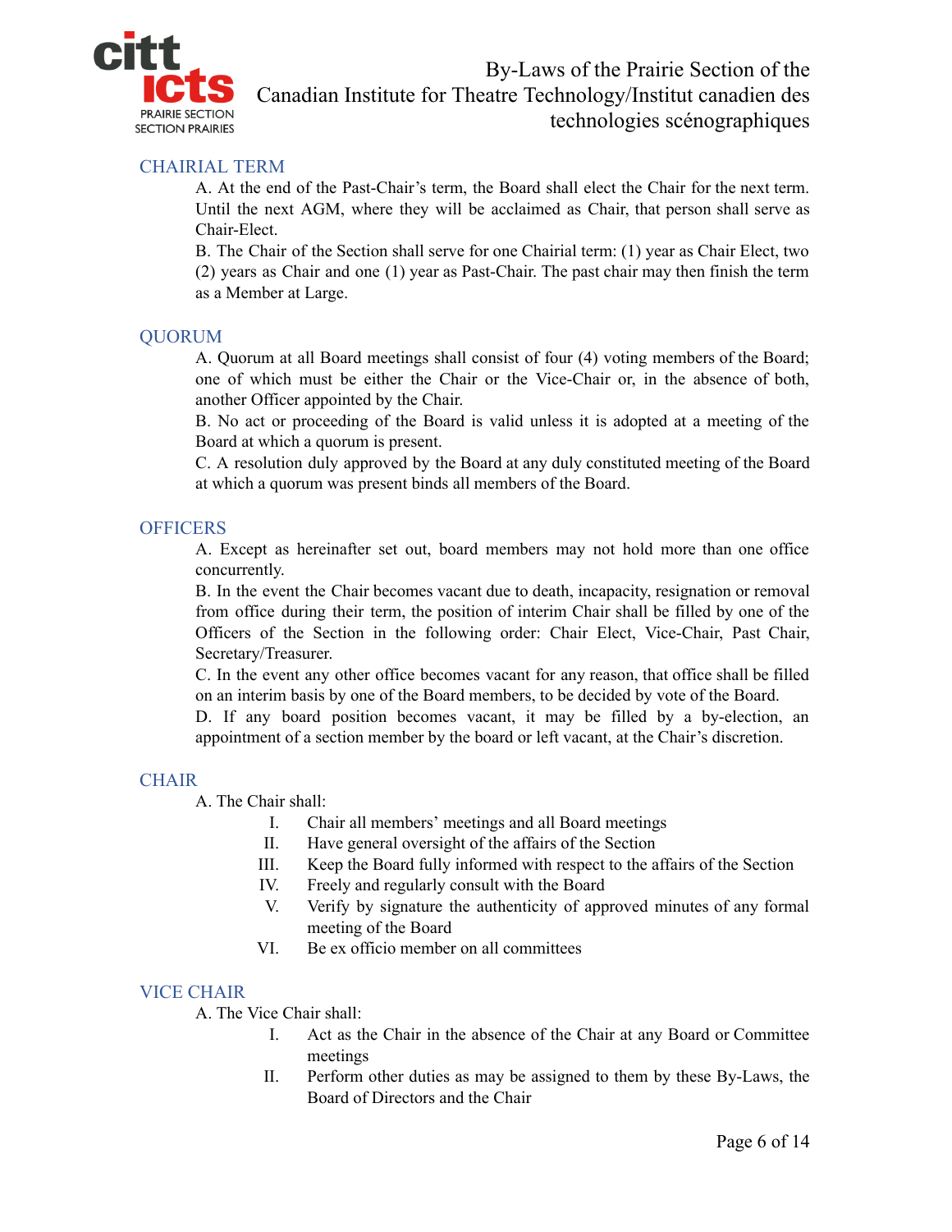## CHAIRIAL TERM

A. At the end of the Past-Chair's term, the Board shall elect the Chair for the next term. Until the next AGM, where they will be acclaimed as Chair, that person shall serve as Chair-Elect.

B. The Chair of the Section shall serve for one Chairial term: (1) year as Chair Elect, two (2) years as Chair and one (1) year as Past-Chair. The past chair may then finish the term as a Member at Large.

## QUORUM

A. Quorum at all Board meetings shall consist of four (4) voting members of the Board; one of which must be either the Chair or the Vice-Chair or, in the absence of both, another Officer appointed by the Chair.

B. No act or proceeding of the Board is valid unless it is adopted at a meeting of the Board at which a quorum is present.

C. A resolution duly approved by the Board at any duly constituted meeting of the Board at which a quorum was present binds all members of the Board.

## OFFICERS

A. Except as hereinafter set out, board members may not hold more than one office concurrently.

B. In the event the Chair becomes vacant due to death, incapacity, resignation or removal from office during their term, the position of interim Chair shall be filled by one of the Officers of the Section in the following order: Chair Elect, Vice-Chair, Past Chair, Secretary/Treasurer.

C. In the event any other office becomes vacant for any reason, that office shall be filled on an interim basis by one of the Board members, to be decided by vote of the Board.

D. If any board position becomes vacant, it may be filled by a by-election, an appointment of a section member by the board or left vacant, at the Chair's discretion.

## CHAIR

A. The Chair shall:

I. Chair all members' meetings and all Board meetings
II. Have general oversight of the affairs of the Section
III. Keep the Board fully informed with respect to the affairs of the Section
IV. Freely and regularly consult with the Board
V. Verify by signature the authenticity of approved minutes of any formal meeting of the Board
VI. Be ex officio member on all committees

## VICE CHAIR

A. The Vice Chair shall:

I. Act as the Chair in the absence of the Chair at any Board or Committee meetings
II. Perform other duties as may be assigned to them by these By-Laws, the Board of Directors and the Chair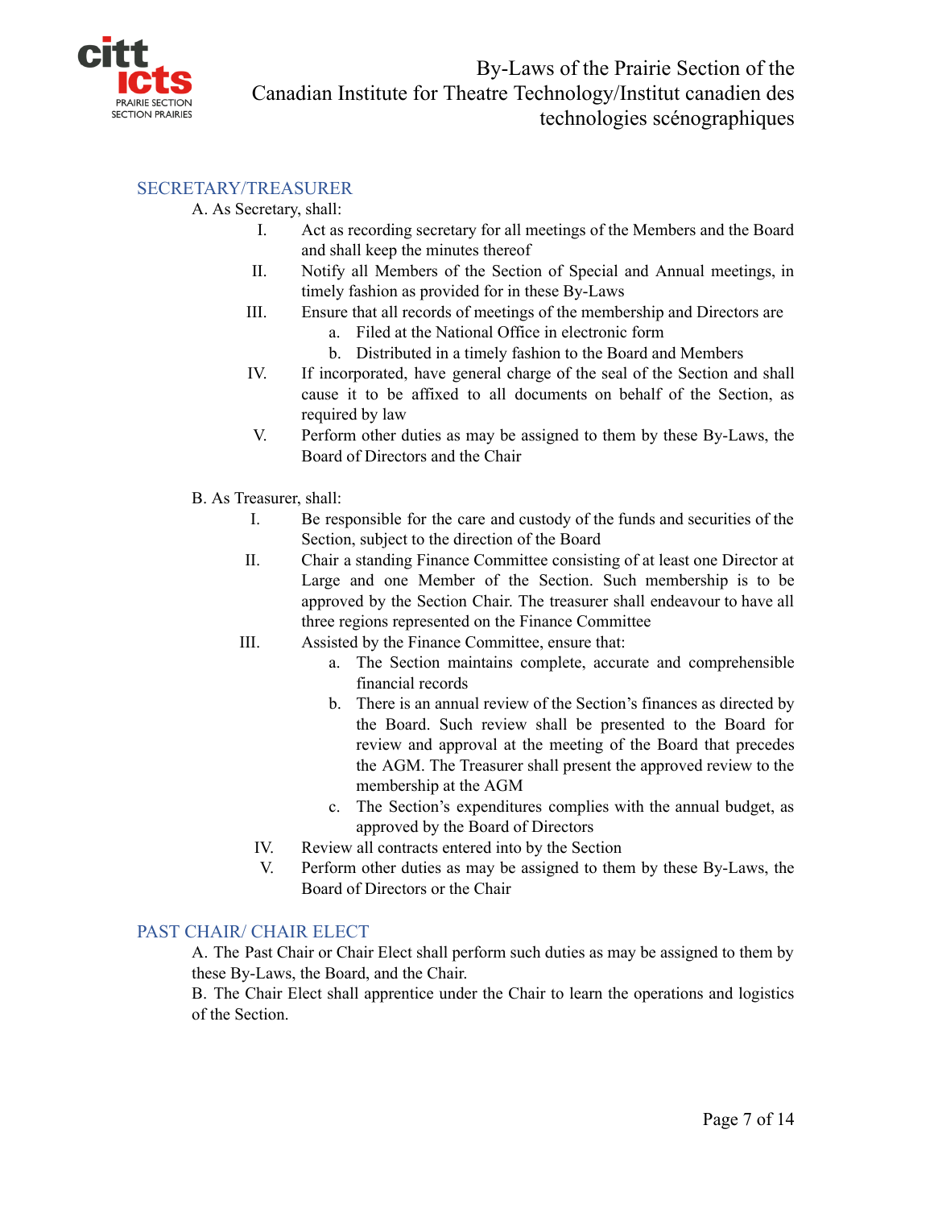## SECRETARY/TREASURER

A. As Secretary, shall:

I. Act as recording secretary for all meetings of the Members and the Board and shall keep the minutes thereof

II. Notify all Members of the Section of Special and Annual meetings, in timely fashion as provided for in these By-Laws

III. Ensure that all records of meetings of the membership and Directors are
   a. Filed at the National Office in electronic form
   b. Distributed in a timely fashion to the Board and Members

IV. If incorporated, have general charge of the seal of the Section and shall cause it to be affixed to all documents on behalf of the Section, as required by law

V. Perform other duties as may be assigned to them by these By-Laws, the Board of Directors and the Chair

B. As Treasurer, shall:

I. Be responsible for the care and custody of the funds and securities of the Section, subject to the direction of the Board

II. Chair a standing Finance Committee consisting of at least one Director at Large and one Member of the Section. Such membership is to be approved by the Section Chair. The treasurer shall endeavour to have all three regions represented on the Finance Committee

III. Assisted by the Finance Committee, ensure that:
   a. The Section maintains complete, accurate and comprehensible financial records
   b. There is an annual review of the Section's finances as directed by the Board. Such review shall be presented to the Board for review and approval at the meeting of the Board that precedes the AGM. The Treasurer shall present the approved review to the membership at the AGM
   c. The Section's expenditures complies with the annual budget, as approved by the Board of Directors

IV. Review all contracts entered into by the Section

V. Perform other duties as may be assigned to them by these By-Laws, the Board of Directors or the Chair

## PAST CHAIR/ CHAIR ELECT

A. The Past Chair or Chair Elect shall perform such duties as may be assigned to them by these By-Laws, the Board, and the Chair.

B. The Chair Elect shall apprentice under the Chair to learn the operations and logistics of the Section.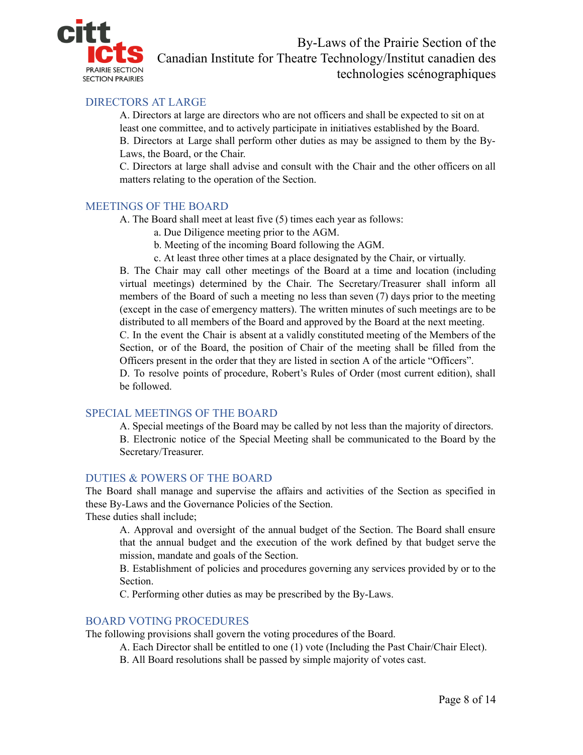## DIRECTORS AT LARGE

A. Directors at large are directors who are not officers and shall be expected to sit on at least one committee, and to actively participate in initiatives established by the Board.

B. Directors at Large shall perform other duties as may be assigned to them by the By-Laws, the Board, or the Chair.

C. Directors at large shall advise and consult with the Chair and the other officers on all matters relating to the operation of the Section.

## MEETINGS OF THE BOARD

A. The Board shall meet at least five (5) times each year as follows:

- a. Due Diligence meeting prior to the AGM.
- b. Meeting of the incoming Board following the AGM.
- c. At least three other times at a place designated by the Chair, or virtually.

B. The Chair may call other meetings of the Board at a time and location (including virtual meetings) determined by the Chair. The Secretary/Treasurer shall inform all members of the Board of such a meeting no less than seven (7) days prior to the meeting (except in the case of emergency matters). The written minutes of such meetings are to be distributed to all members of the Board and approved by the Board at the next meeting.

C. In the event the Chair is absent at a validly constituted meeting of the Members of the Section, or of the Board, the position of Chair of the meeting shall be filled from the Officers present in the order that they are listed in section A of the article "Officers".

D. To resolve points of procedure, Robert's Rules of Order (most current edition), shall be followed.

## SPECIAL MEETINGS OF THE BOARD

A. Special meetings of the Board may be called by not less than the majority of directors.

B. Electronic notice of the Special Meeting shall be communicated to the Board by the Secretary/Treasurer.

## DUTIES & POWERS OF THE BOARD

The Board shall manage and supervise the affairs and activities of the Section as specified in these By-Laws and the Governance Policies of the Section.

These duties shall include;

A. Approval and oversight of the annual budget of the Section. The Board shall ensure that the annual budget and the execution of the work defined by that budget serve the mission, mandate and goals of the Section.

B. Establishment of policies and procedures governing any services provided by or to the Section.

C. Performing other duties as may be prescribed by the By-Laws.

## BOARD VOTING PROCEDURES

The following provisions shall govern the voting procedures of the Board.

A. Each Director shall be entitled to one (1) vote (Including the Past Chair/Chair Elect).

B. All Board resolutions shall be passed by simple majority of votes cast.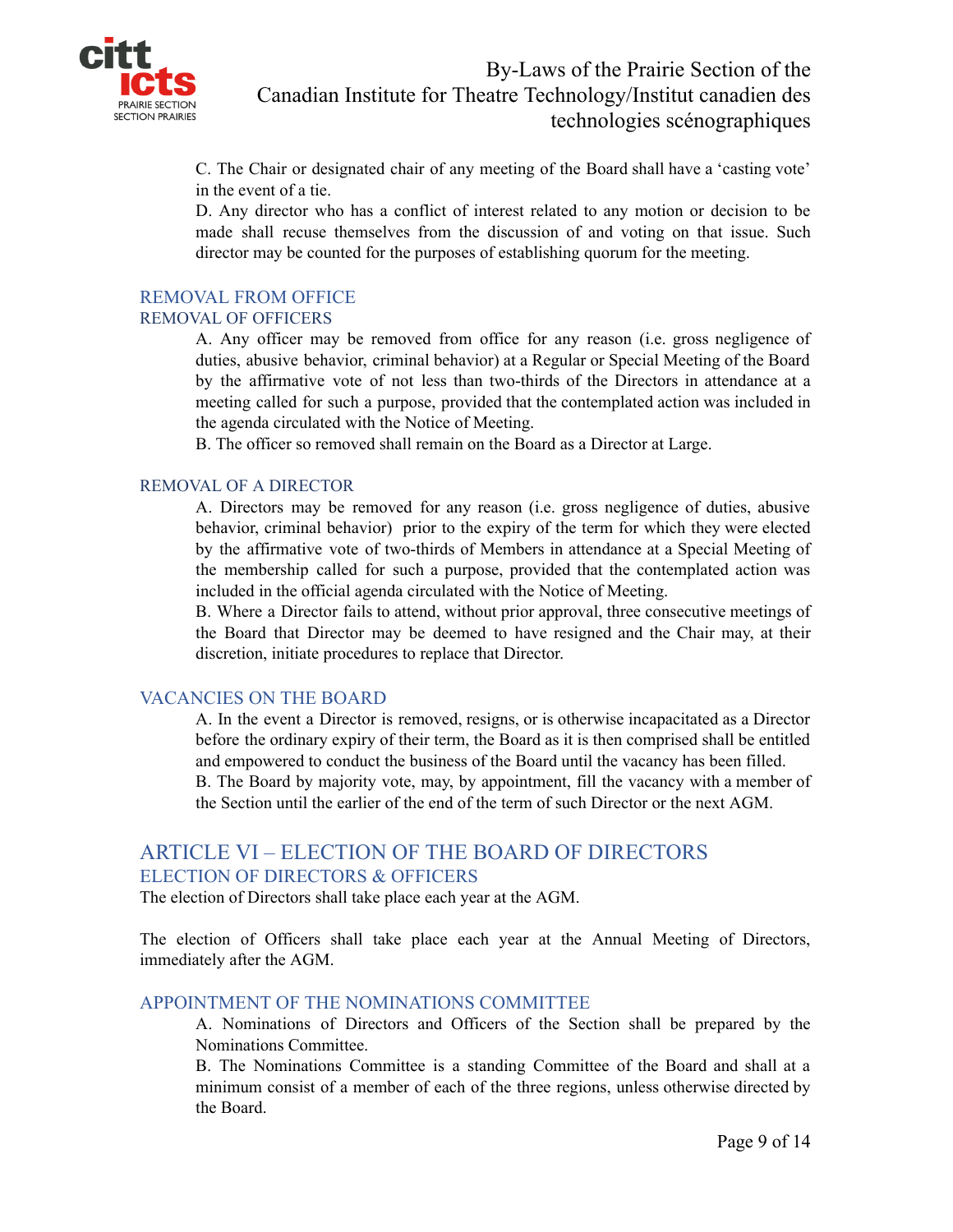C. The Chair or designated chair of any meeting of the Board shall have a 'casting vote' in the event of a tie.

D. Any director who has a conflict of interest related to any motion or decision to be made shall recuse themselves from the discussion of and voting on that issue. Such director may be counted for the purposes of establishing quorum for the meeting.

### REMOVAL FROM OFFICE

#### REMOVAL OF OFFICERS

A. Any officer may be removed from office for any reason (i.e. gross negligence of duties, abusive behavior, criminal behavior) at a Regular or Special Meeting of the Board by the affirmative vote of not less than two-thirds of the Directors in attendance at a meeting called for such a purpose, provided that the contemplated action was included in the agenda circulated with the Notice of Meeting.

B. The officer so removed shall remain on the Board as a Director at Large.

#### REMOVAL OF A DIRECTOR

A. Directors may be removed for any reason (i.e. gross negligence of duties, abusive behavior, criminal behavior) prior to the expiry of the term for which they were elected by the affirmative vote of two-thirds of Members in attendance at a Special Meeting of the membership called for such a purpose, provided that the contemplated action was included in the official agenda circulated with the Notice of Meeting.

B. Where a Director fails to attend, without prior approval, three consecutive meetings of the Board that Director may be deemed to have resigned and the Chair may, at their discretion, initiate procedures to replace that Director.

### VACANCIES ON THE BOARD

A. In the event a Director is removed, resigns, or is otherwise incapacitated as a Director before the ordinary expiry of their term, the Board as it is then comprised shall be entitled and empowered to conduct the business of the Board until the vacancy has been filled.

B. The Board by majority vote, may, by appointment, fill the vacancy with a member of the Section until the earlier of the end of the term of such Director or the next AGM.

## ARTICLE VI – ELECTION OF THE BOARD OF DIRECTORS

### ELECTION OF DIRECTORS & OFFICERS

The election of Directors shall take place each year at the AGM.

The election of Officers shall take place each year at the Annual Meeting of Directors, immediately after the AGM.

### APPOINTMENT OF THE NOMINATIONS COMMITTEE

A. Nominations of Directors and Officers of the Section shall be prepared by the Nominations Committee.

B. The Nominations Committee is a standing Committee of the Board and shall at a minimum consist of a member of each of the three regions, unless otherwise directed by the Board.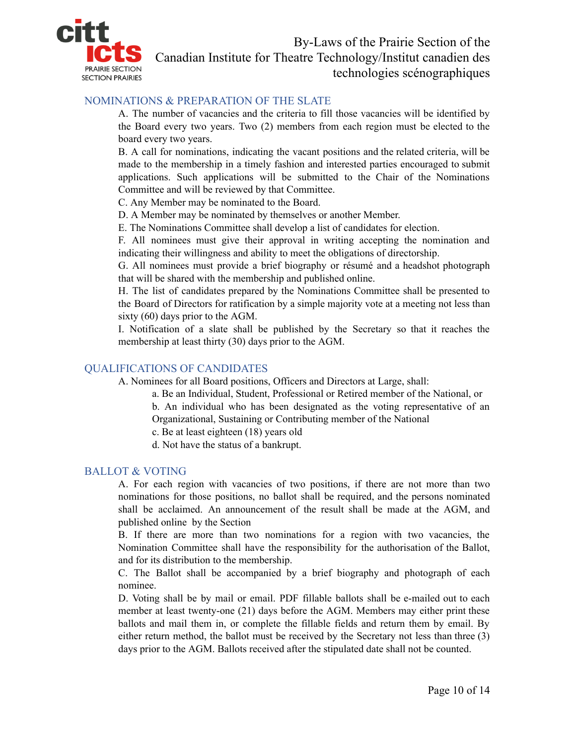## NOMINATIONS & PREPARATION OF THE SLATE

A. The number of vacancies and the criteria to fill those vacancies will be identified by the Board every two years. Two (2) members from each region must be elected to the board every two years.

B. A call for nominations, indicating the vacant positions and the related criteria, will be made to the membership in a timely fashion and interested parties encouraged to submit applications. Such applications will be submitted to the Chair of the Nominations Committee and will be reviewed by that Committee.

C. Any Member may be nominated to the Board.

D. A Member may be nominated by themselves or another Member.

E. The Nominations Committee shall develop a list of candidates for election.

F. All nominees must give their approval in writing accepting the nomination and indicating their willingness and ability to meet the obligations of directorship.

G. All nominees must provide a brief biography or résumé and a headshot photograph that will be shared with the membership and published online.

H. The list of candidates prepared by the Nominations Committee shall be presented to the Board of Directors for ratification by a simple majority vote at a meeting not less than sixty (60) days prior to the AGM.

I. Notification of a slate shall be published by the Secretary so that it reaches the membership at least thirty (30) days prior to the AGM.

## QUALIFICATIONS OF CANDIDATES

A. Nominees for all Board positions, Officers and Directors at Large, shall:

a. Be an Individual, Student, Professional or Retired member of the National, or

b. An individual who has been designated as the voting representative of an Organizational, Sustaining or Contributing member of the National

c. Be at least eighteen (18) years old

d. Not have the status of a bankrupt.

## BALLOT & VOTING

A. For each region with vacancies of two positions, if there are not more than two nominations for those positions, no ballot shall be required, and the persons nominated shall be acclaimed. An announcement of the result shall be made at the AGM, and published online by the Section

B. If there are more than two nominations for a region with two vacancies, the Nomination Committee shall have the responsibility for the authorisation of the Ballot, and for its distribution to the membership.

C. The Ballot shall be accompanied by a brief biography and photograph of each nominee.

D. Voting shall be by mail or email. PDF fillable ballots shall be e-mailed out to each member at least twenty-one (21) days before the AGM. Members may either print these ballots and mail them in, or complete the fillable fields and return them by email. By either return method, the ballot must be received by the Secretary not less than three (3) days prior to the AGM. Ballots received after the stipulated date shall not be counted.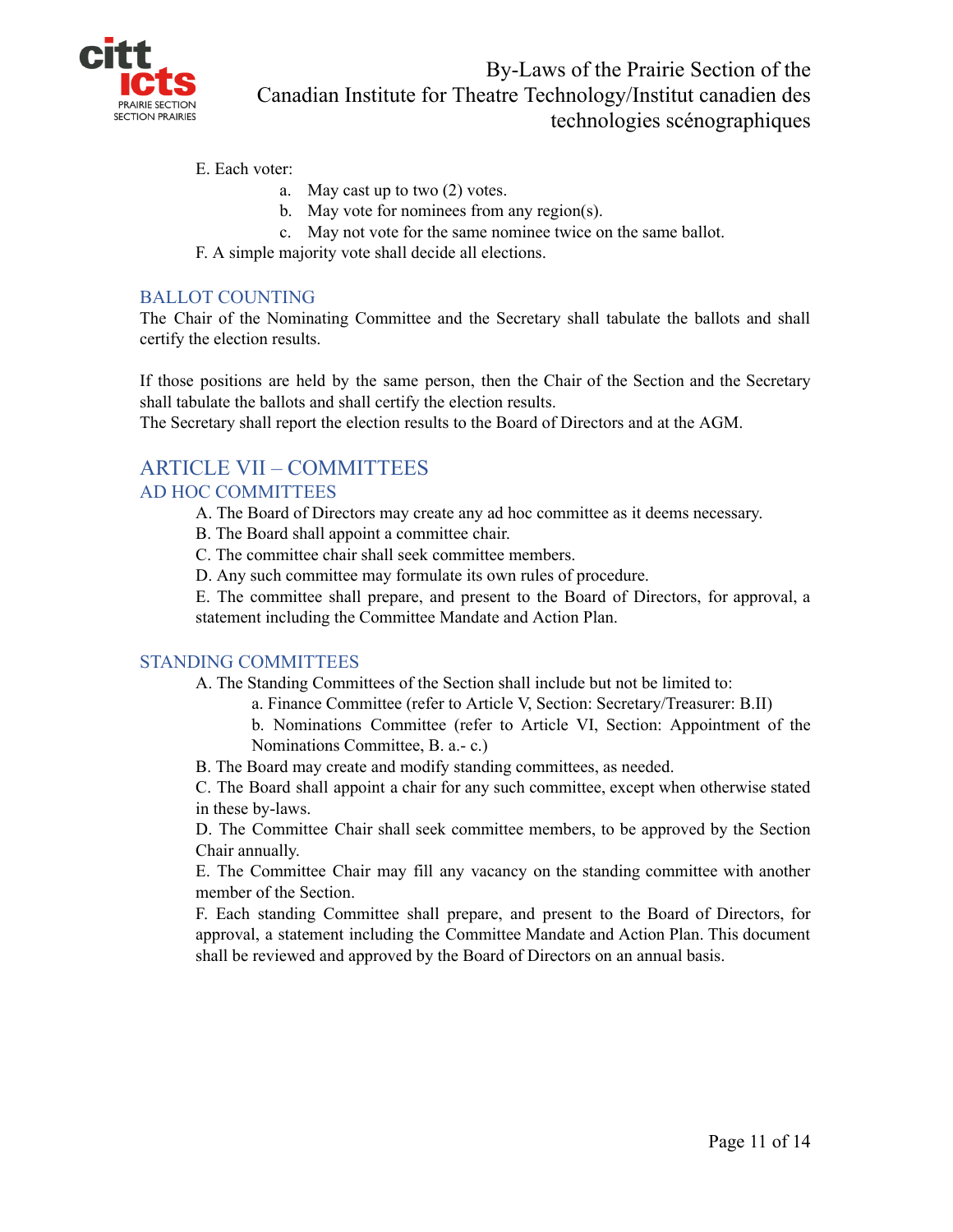E. Each voter:

a. May cast up to two (2) votes.
b. May vote for nominees from any region(s).
c. May not vote for the same nominee twice on the same ballot.

F. A simple majority vote shall decide all elections.

### BALLOT COUNTING

The Chair of the Nominating Committee and the Secretary shall tabulate the ballots and shall certify the election results.

If those positions are held by the same person, then the Chair of the Section and the Secretary shall tabulate the ballots and shall certify the election results.
The Secretary shall report the election results to the Board of Directors and at the AGM.

## ARTICLE VII – COMMITTEES

### AD HOC COMMITTEES

A. The Board of Directors may create any ad hoc committee as it deems necessary.
B. The Board shall appoint a committee chair.
C. The committee chair shall seek committee members.
D. Any such committee may formulate its own rules of procedure.
E. The committee shall prepare, and present to the Board of Directors, for approval, a statement including the Committee Mandate and Action Plan.

### STANDING COMMITTEES

A. The Standing Committees of the Section shall include but not be limited to:

a. Finance Committee (refer to Article V, Section: Secretary/Treasurer: B.II)
b. Nominations Committee (refer to Article VI, Section: Appointment of the Nominations Committee, B. a.- c.)

B. The Board may create and modify standing committees, as needed.
C. The Board shall appoint a chair for any such committee, except when otherwise stated in these by-laws.
D. The Committee Chair shall seek committee members, to be approved by the Section Chair annually.
E. The Committee Chair may fill any vacancy on the standing committee with another member of the Section.
F. Each standing Committee shall prepare, and present to the Board of Directors, for approval, a statement including the Committee Mandate and Action Plan. This document shall be reviewed and approved by the Board of Directors on an annual basis.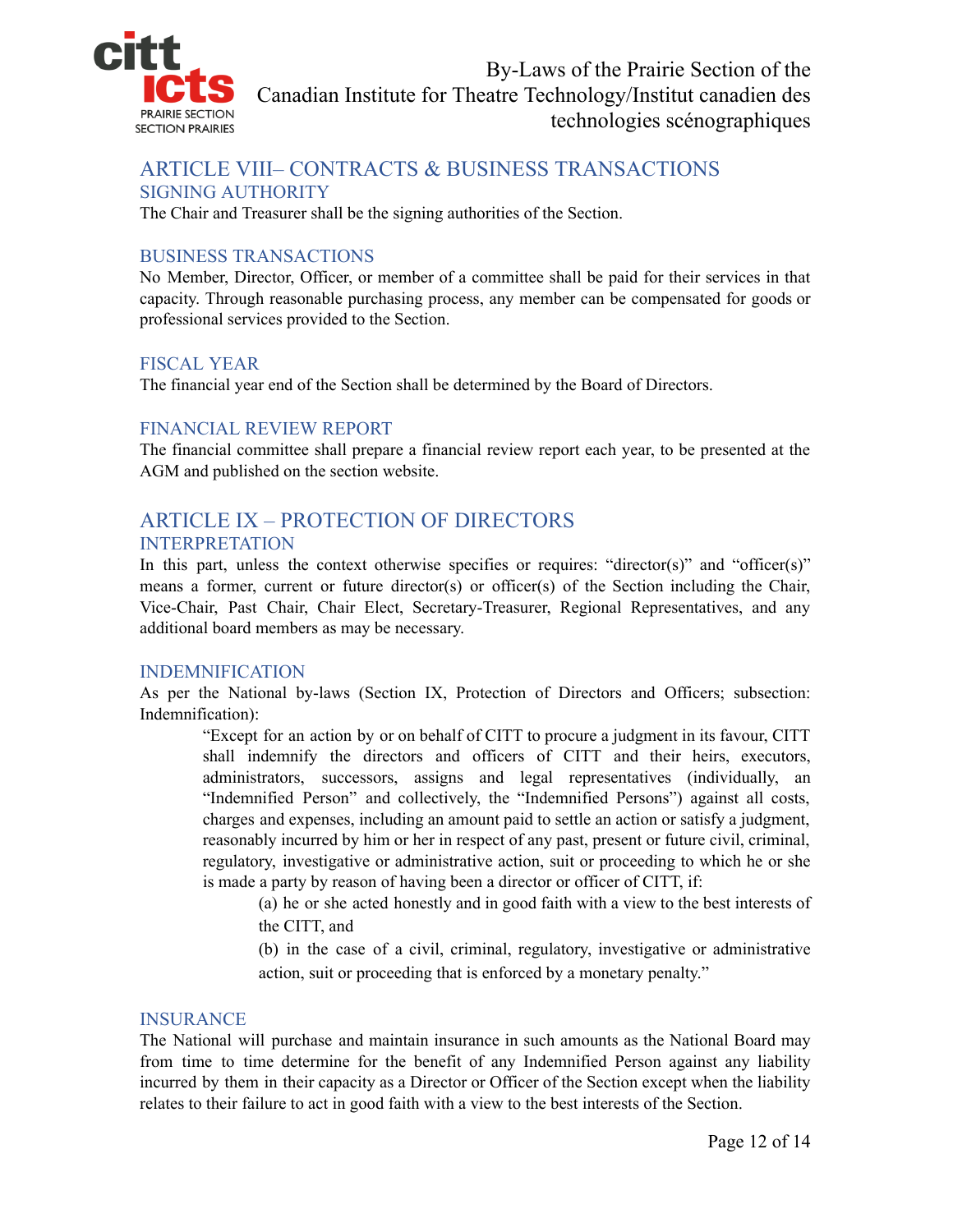## ARTICLE VIII– CONTRACTS & BUSINESS TRANSACTIONS

### SIGNING AUTHORITY

The Chair and Treasurer shall be the signing authorities of the Section.

### BUSINESS TRANSACTIONS

No Member, Director, Officer, or member of a committee shall be paid for their services in that capacity. Through reasonable purchasing process, any member can be compensated for goods or professional services provided to the Section.

### FISCAL YEAR

The financial year end of the Section shall be determined by the Board of Directors.

### FINANCIAL REVIEW REPORT

The financial committee shall prepare a financial review report each year, to be presented at the AGM and published on the section website.

## ARTICLE IX – PROTECTION OF DIRECTORS

### INTERPRETATION

In this part, unless the context otherwise specifies or requires: "director(s)" and "officer(s)" means a former, current or future director(s) or officer(s) of the Section including the Chair, Vice-Chair, Past Chair, Chair Elect, Secretary-Treasurer, Regional Representatives, and any additional board members as may be necessary.

### INDEMNIFICATION

As per the National by-laws (Section IX, Protection of Directors and Officers; subsection: Indemnification):

> "Except for an action by or on behalf of CITT to procure a judgment in its favour, CITT shall indemnify the directors and officers of CITT and their heirs, executors, administrators, successors, assigns and legal representatives (individually, an "Indemnified Person" and collectively, the "Indemnified Persons") against all costs, charges and expenses, including an amount paid to settle an action or satisfy a judgment, reasonably incurred by him or her in respect of any past, present or future civil, criminal, regulatory, investigative or administrative action, suit or proceeding to which he or she is made a party by reason of having been a director or officer of CITT, if:
>
> > (a) he or she acted honestly and in good faith with a view to the best interests of the CITT, and
> >
> > (b) in the case of a civil, criminal, regulatory, investigative or administrative action, suit or proceeding that is enforced by a monetary penalty."

### INSURANCE

The National will purchase and maintain insurance in such amounts as the National Board may from time to time determine for the benefit of any Indemnified Person against any liability incurred by them in their capacity as a Director or Officer of the Section except when the liability relates to their failure to act in good faith with a view to the best interests of the Section.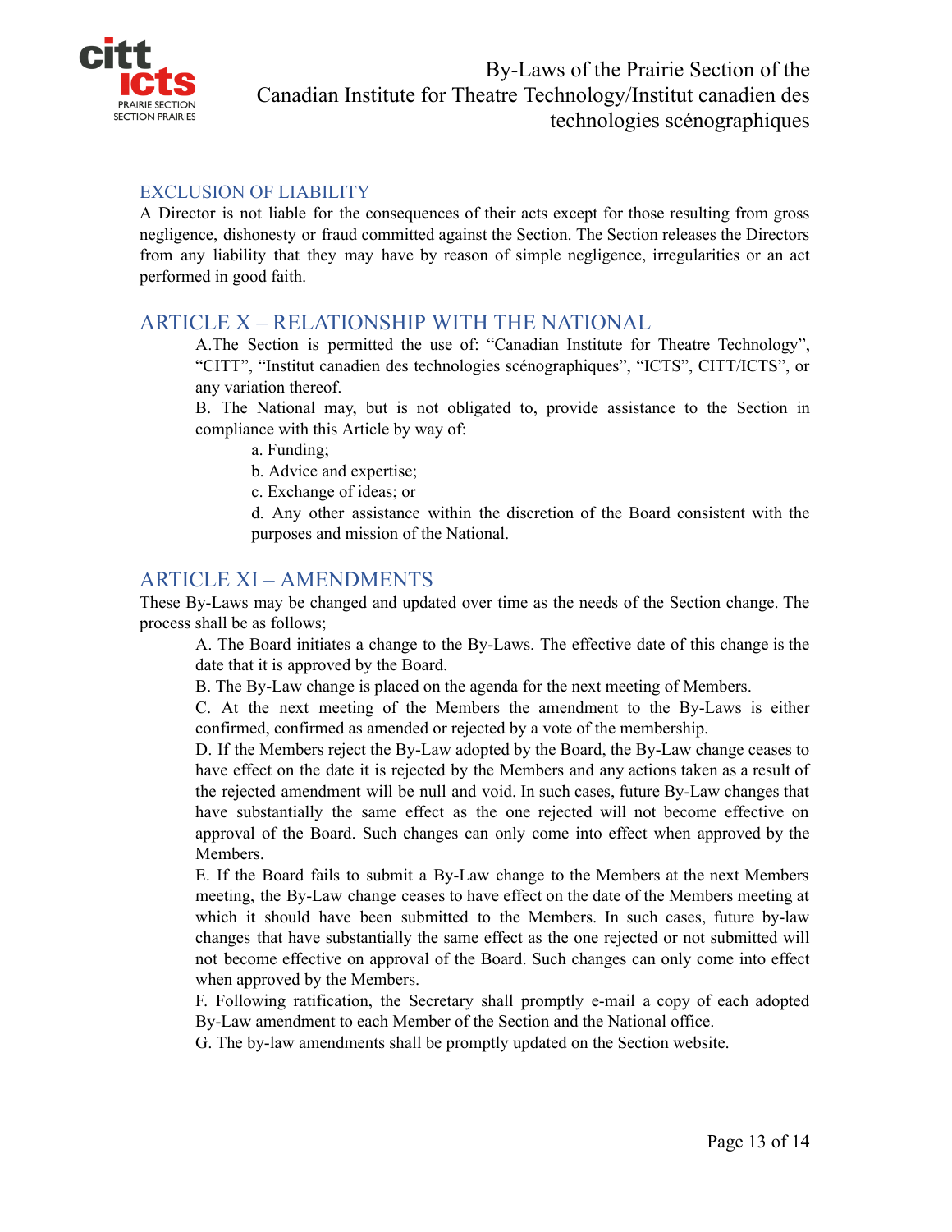## EXCLUSION OF LIABILITY

A Director is not liable for the consequences of their acts except for those resulting from gross negligence, dishonesty or fraud committed against the Section. The Section releases the Directors from any liability that they may have by reason of simple negligence, irregularities or an act performed in good faith.

## ARTICLE X – RELATIONSHIP WITH THE NATIONAL

A.The Section is permitted the use of: "Canadian Institute for Theatre Technology", "CITT", "Institut canadien des technologies scénographiques", "ICTS", CITT/ICTS", or any variation thereof.

B. The National may, but is not obligated to, provide assistance to the Section in compliance with this Article by way of:

a. Funding;

b. Advice and expertise;

c. Exchange of ideas; or

d. Any other assistance within the discretion of the Board consistent with the purposes and mission of the National.

## ARTICLE XI – AMENDMENTS

These By-Laws may be changed and updated over time as the needs of the Section change. The process shall be as follows;

A. The Board initiates a change to the By-Laws. The effective date of this change is the date that it is approved by the Board.

B. The By-Law change is placed on the agenda for the next meeting of Members.

C. At the next meeting of the Members the amendment to the By-Laws is either confirmed, confirmed as amended or rejected by a vote of the membership.

D. If the Members reject the By-Law adopted by the Board, the By-Law change ceases to have effect on the date it is rejected by the Members and any actions taken as a result of the rejected amendment will be null and void. In such cases, future By-Law changes that have substantially the same effect as the one rejected will not become effective on approval of the Board. Such changes can only come into effect when approved by the Members.

E. If the Board fails to submit a By-Law change to the Members at the next Members meeting, the By-Law change ceases to have effect on the date of the Members meeting at which it should have been submitted to the Members. In such cases, future by-law changes that have substantially the same effect as the one rejected or not submitted will not become effective on approval of the Board. Such changes can only come into effect when approved by the Members.

F. Following ratification, the Secretary shall promptly e-mail a copy of each adopted By-Law amendment to each Member of the Section and the National office.

G. The by-law amendments shall be promptly updated on the Section website.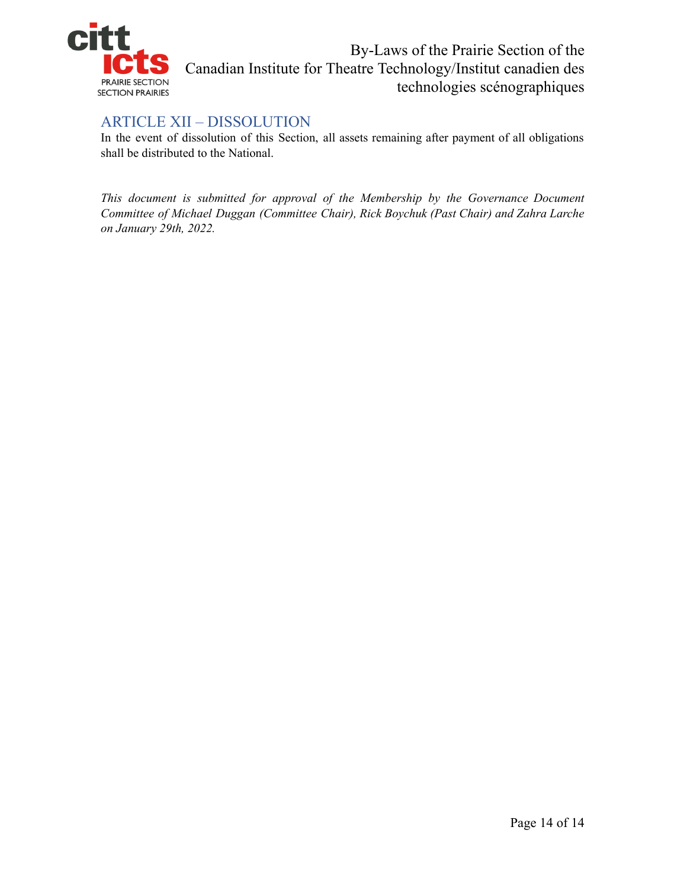## ARTICLE XII – DISSOLUTION

In the event of dissolution of this Section, all assets remaining after payment of all obligations shall be distributed to the National.

*This document is submitted for approval of the Membership by the Governance Document Committee of Michael Duggan (Committee Chair), Rick Boychuk (Past Chair) and Zahra Larche on January 29th, 2022.*